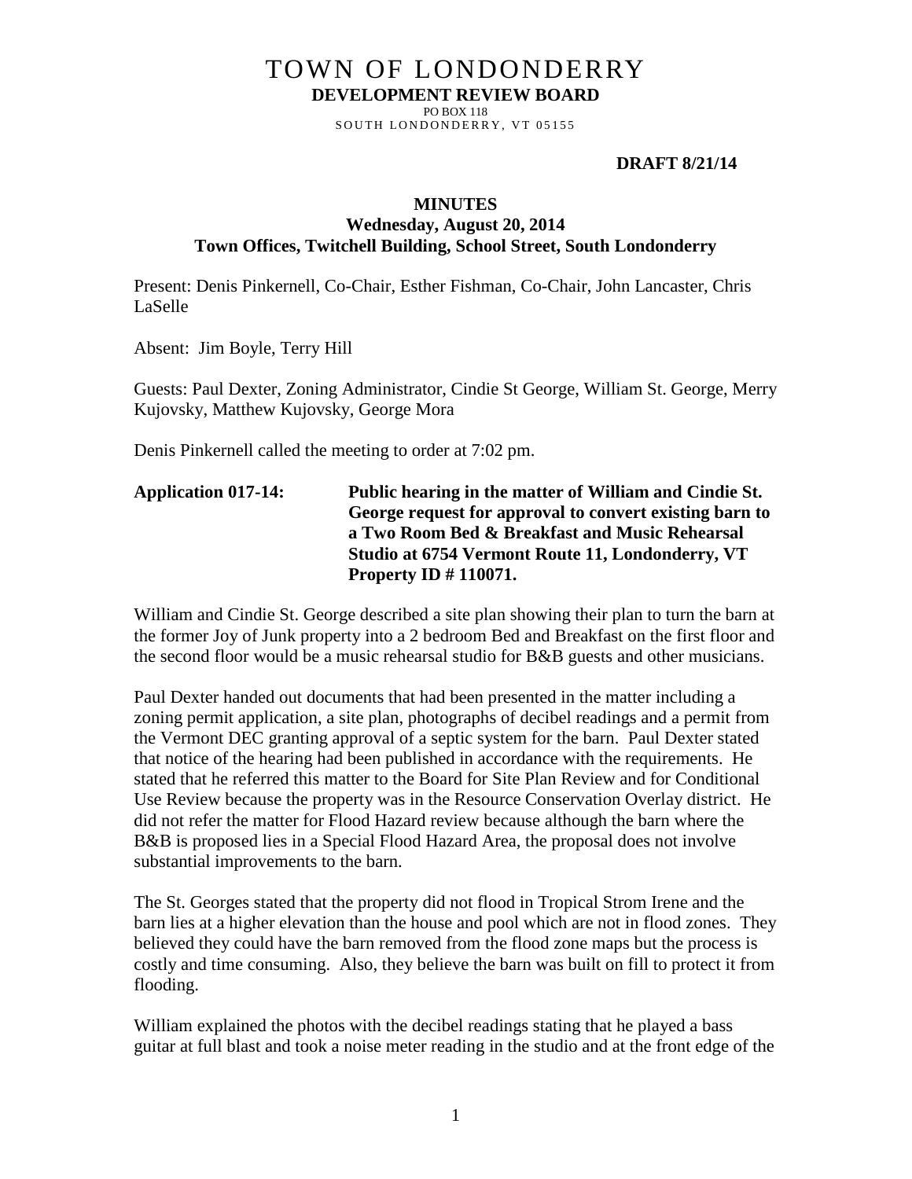# TOWN OF LONDONDERRY

**DEVELOPMENT REVIEW BOARD**

PO BOX 118

SOUTH LONDONDERRY, VT 05155

**DRAFT 8/21/14**

**MINUTES**

**Wednesday, August 20, 2014**

**Town Offices, Twitchell Building, School Street, South Londonderry**

Present: Denis Pinkernell, Co-Chair, Esther Fishman, Co-Chair, John Lancaster, Chris LaSelle

Absent: Jim Boyle, Terry Hill

Guests: Paul Dexter, Zoning Administrator, Cindie St George, William St. George, Merry Kujovsky, Matthew Kujovsky, George Mora

Denis Pinkernell called the meeting to order at 7:02 pm.

**Application 017-14: Public hearing in the matter of William and Cindie St. George request for approval to convert existing barn to a Two Room Bed & Breakfast and Music Rehearsal Studio at 6754 Vermont Route 11, Londonderry, VT Property ID # 110071.**

William and Cindie St. George described a site plan showing their plan to turn the barn at the former Joy of Junk property into a 2 bedroom Bed and Breakfast on the first floor and the second floor would be a music rehearsal studio for B&B guests and other musicians.

Paul Dexter handed out documents that had been presented in the matter including a zoning permit application, a site plan, photographs of decibel readings and a permit from the Vermont DEC granting approval of a septic system for the barn. Paul Dexter stated that notice of the hearing had been published in accordance with the requirements. He stated that he referred this matter to the Board for Site Plan Review and for Conditional Use Review because the property was in the Resource Conservation Overlay district. He did not refer the matter for Flood Hazard review because although the barn where the B&B is proposed lies in a Special Flood Hazard Area, the proposal does not involve substantial improvements to the barn.

The St. Georges stated that the property did not flood in Tropical Strom Irene and the barn lies at a higher elevation than the house and pool which are not in flood zones. They believed they could have the barn removed from the flood zone maps but the process is costly and time consuming. Also, they believe the barn was built on fill to protect it from flooding.

William explained the photos with the decibel readings stating that he played a bass guitar at full blast and took a noise meter reading in the studio and at the front edge of the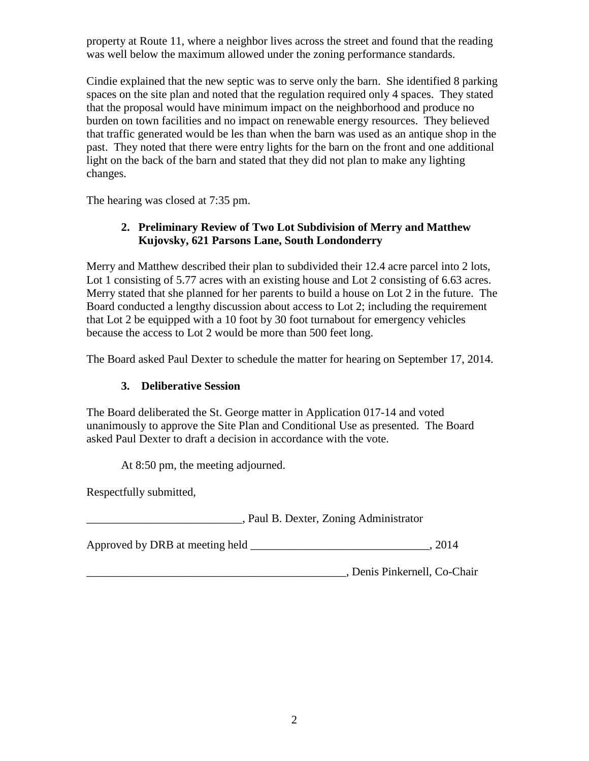property at Route 11, where a neighbor lives across the street and found that the reading was well below the maximum allowed under the zoning performance standards.

Cindie explained that the new septic was to serve only the barn. She identified 8 parking spaces on the site plan and noted that the regulation required only 4 spaces. They stated that the proposal would have minimum impact on the neighborhood and produce no burden on town facilities and no impact on renewable energy resources. They believed that traffic generated would be les than when the barn was used as an antique shop in the past. They noted that there were entry lights for the barn on the front and one additional light on the back of the barn and stated that they did not plan to make any lighting changes.

The hearing was closed at 7:35 pm.

2. **Preliminary Review of Two Lot Subdivision of Merry and Matthew Kujovsky, 621 Parsons Lane, South Londonderry**

Merry and Matthew described their plan to subdivided their 12.4 acre parcel into 2 lots, Lot 1 consisting of 5.77 acres with an existing house and Lot 2 consisting of 6.63 acres. Merry stated that she planned for her parents to build a house on Lot 2 in the future. The Board conducted a lengthy discussion about access to Lot 2; including the requirement that Lot 2 be equipped with a 10 foot by 30 foot turnabout for emergency vehicles because the access to Lot 2 would be more than 500 feet long.

The Board asked Paul Dexter to schedule the matter for hearing on September 17, 2014.

3. **Deliberative Session**

The Board deliberated the St. George matter in Application 017-14 and voted unanimously to approve the Site Plan and Conditional Use as presented. The Board asked Paul Dexter to draft a decision in accordance with the vote.

At 8:50 pm, the meeting adjourned.

Respectfully submitted,

___________________________, Paul B. Dexter, Zoning Administrator

Approved by DRB at meeting held _______________________________, 2014

______________________________________________, Denis Pinkernell, Co-Chair